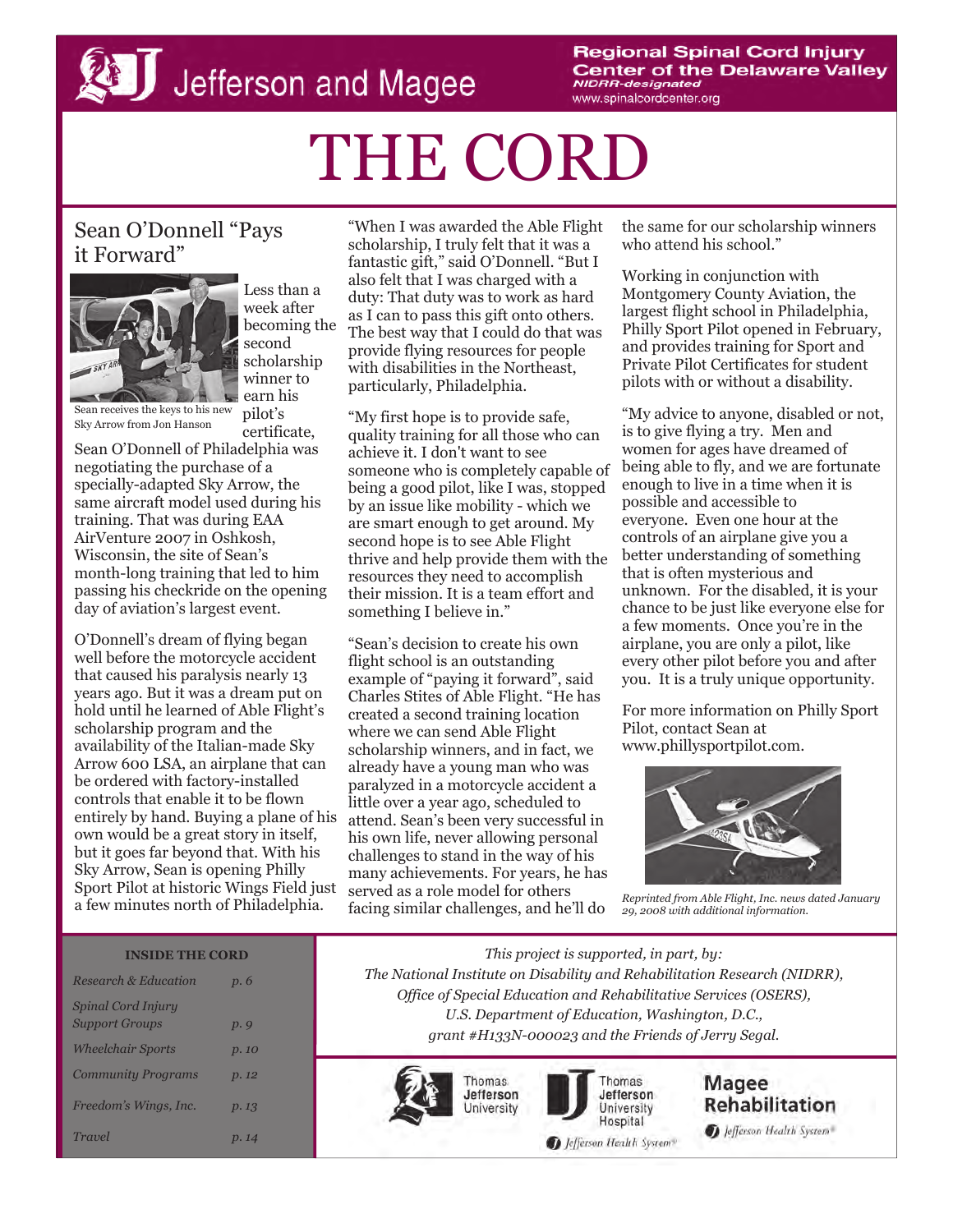Jefferson and Magee

Regional Spinal Cord Injury Center of the Delaware Valley
*NIDRR-designated*
www.spinalcordcenter.org

# THE CORD

## Sean O'Donnell "Pays it Forward"

Sean receives the keys to his new Sky Arrow from Jon Hanson

Less than a week after becoming the second scholarship winner to earn his pilot's certificate, Sean O'Donnell of Philadelphia was negotiating the purchase of a specially-adapted Sky Arrow, the same aircraft model used during his training. That was during EAA AirVenture 2007 in Oshkosh, Wisconsin, the site of Sean's month-long training that led to him passing his checkride on the opening day of aviation's largest event.

O'Donnell's dream of flying began well before the motorcycle accident that caused his paralysis nearly 13 years ago. But it was a dream put on hold until he learned of Able Flight's scholarship program and the availability of the Italian-made Sky Arrow 600 LSA, an airplane that can be ordered with factory-installed controls that enable it to be flown entirely by hand. Buying a plane of his own would be a great story in itself, but it goes far beyond that. With his Sky Arrow, Sean is opening Philly Sport Pilot at historic Wings Field just a few minutes north of Philadelphia.

"When I was awarded the Able Flight scholarship, I truly felt that it was a fantastic gift," said O'Donnell. "But I also felt that I was charged with a duty: That duty was to work as hard as I can to pass this gift onto others. The best way that I could do that was provide flying resources for people with disabilities in the Northeast, particularly, Philadelphia.

"My first hope is to provide safe, quality training for all those who can achieve it. I don't want to see someone who is completely capable of being a good pilot, like I was, stopped by an issue like mobility - which we are smart enough to get around. My second hope is to see Able Flight thrive and help provide them with the resources they need to accomplish their mission. It is a team effort and something I believe in."

"Sean's decision to create his own flight school is an outstanding example of "paying it forward", said Charles Stites of Able Flight. "He has created a second training location where we can send Able Flight scholarship winners, and in fact, we already have a young man who was paralyzed in a motorcycle accident a little over a year ago, scheduled to attend. Sean's been very successful in his own life, never allowing personal challenges to stand in the way of his many achievements. For years, he has served as a role model for others facing similar challenges, and he'll do the same for our scholarship winners who attend his school."

Working in conjunction with Montgomery County Aviation, the largest flight school in Philadelphia, Philly Sport Pilot opened in February, and provides training for Sport and Private Pilot Certificates for student pilots with or without a disability.

"My advice to anyone, disabled or not, is to give flying a try. Men and women for ages have dreamed of being able to fly, and we are fortunate enough to live in a time when it is possible and accessible to everyone. Even one hour at the controls of an airplane give you a better understanding of something that is often mysterious and unknown. For the disabled, it is your chance to be just like everyone else for a few moments. Once you're in the airplane, you are only a pilot, like every other pilot before you and after you. It is a truly unique opportunity.

For more information on Philly Sport Pilot, contact Sean at www.phillysportpilot.com.

*Reprinted from Able Flight, Inc. news dated January 29, 2008 with additional information.*

**INSIDE THE CORD**

| | |
|---|---|
| *Research & Education* | *p. 6* |
| *Spinal Cord Injury Support Groups* | *p. 9* |
| *Wheelchair Sports* | *p. 10* |
| *Community Programs* | *p. 12* |
| *Freedom's Wings, Inc.* | *p. 13* |
| *Travel* | *p. 14* |

*This project is supported, in part, by: The National Institute on Disability and Rehabilitation Research (NIDRR), Office of Special Education and Rehabilitative Services (OSERS), U.S. Department of Education, Washington, D.C., grant #H133N-000023 and the Friends of Jerry Segal.*

Thomas Jefferson University | Thomas Jefferson University Hospital — Jefferson Health System | Magee Rehabilitation — Jefferson Health System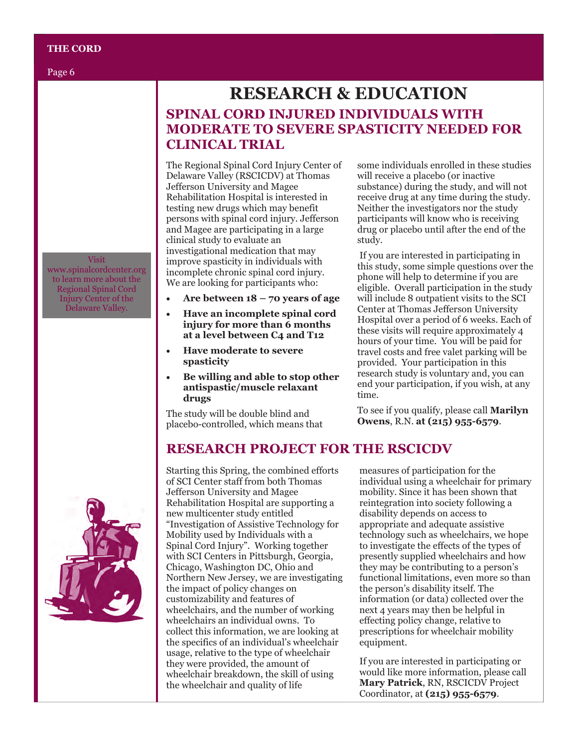// This is a public newsletter page announcing two research studies; transcribe it faithfully as document content.

# RESEARCH & EDUCATION

## SPINAL CORD INJURED INDIVIDUALS WITH MODERATE TO SEVERE SPASTICITY NEEDED FOR CLINICAL TRIAL

The Regional Spinal Cord Injury Center of Delaware Valley (RSCICDV) at Thomas Jefferson University and Magee Rehabilitation Hospital is interested in testing new drugs which may benefit persons with spinal cord injury. Jefferson and Magee are participating in a large clinical study to evaluate an investigational medication that may improve spasticity in individuals with incomplete chronic spinal cord injury. We are looking for participants who:

- **Are between 18 – 70 years of age**
- **Have an incomplete spinal cord injury for more than 6 months at a level between C4 and T12**
- **Have moderate to severe spasticity**
- **Be willing and able to stop other antispastic/muscle relaxant drugs**

The study will be double blind and placebo-controlled, which means that some individuals enrolled in these studies will receive a placebo (or inactive substance) during the study, and will not receive drug at any time during the study. Neither the investigators nor the study participants will know who is receiving drug or placebo until after the end of the study.

If you are interested in participating in this study, some simple questions over the phone will help to determine if you are eligible. Overall participation in the study will include 8 outpatient visits to the SCI Center at Thomas Jefferson University Hospital over a period of 6 weeks. Each of these visits will require approximately 4 hours of your time. You will be paid for travel costs and free valet parking will be provided. Your participation in this research study is voluntary and, you can end your participation, if you wish, at any time.

To see if you qualify, please call **Marilyn Owens**, R.N. **at (215) 955-6579**.

Visit www.spinalcordcenter.org to learn more about the Regional Spinal Cord Injury Center of the Delaware Valley.

## RESEARCH PROJECT FOR THE RSCICDV

Starting this Spring, the combined efforts of SCI Center staff from both Thomas Jefferson University and Magee Rehabilitation Hospital are supporting a new multicenter study entitled "Investigation of Assistive Technology for Mobility used by Individuals with a Spinal Cord Injury". Working together with SCI Centers in Pittsburgh, Georgia, Chicago, Washington DC, Ohio and Northern New Jersey, we are investigating the impact of policy changes on customizability and features of wheelchairs, and the number of working wheelchairs an individual owns. To collect this information, we are looking at the specifics of an individual's wheelchair usage, relative to the type of wheelchair they were provided, the amount of wheelchair breakdown, the skill of using the wheelchair and quality of life measures of participation for the individual using a wheelchair for primary mobility. Since it has been shown that reintegration into society following a disability depends on access to appropriate and adequate assistive technology such as wheelchairs, we hope to investigate the effects of the types of presently supplied wheelchairs and how they may be contributing to a person's functional limitations, even more so than the person's disability itself. The information (or data) collected over the next 4 years may then be helpful in effecting policy change, relative to prescriptions for wheelchair mobility equipment.

If you are interested in participating or would like more information, please call **Mary Patrick**, RN, RSCICDV Project Coordinator, at **(215) 955-6579**.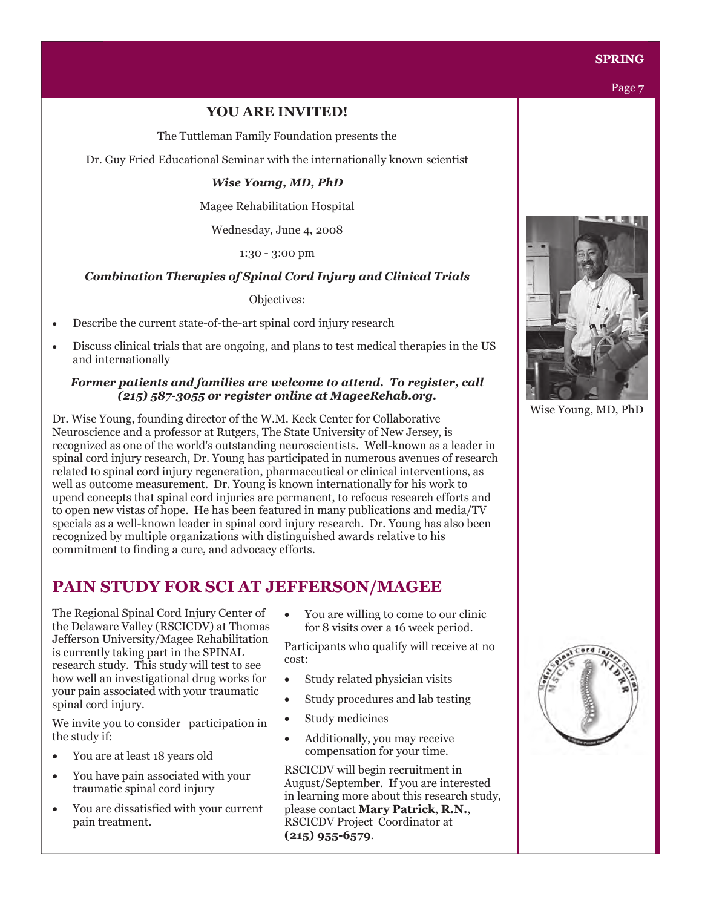## YOU ARE INVITED!

The Tuttleman Family Foundation presents the

Dr. Guy Fried Educational Seminar with the internationally known scientist

***Wise Young, MD, PhD***

Magee Rehabilitation Hospital

Wednesday, June 4, 2008

1:30 - 3:00 pm

***Combination Therapies of Spinal Cord Injury and Clinical Trials***

Objectives:

- Describe the current state-of-the-art spinal cord injury research
- Discuss clinical trials that are ongoing, and plans to test medical therapies in the US and internationally

***Former patients and families are welcome to attend. To register, call (215) 587-3055 or register online at MageeRehab.org.***

Wise Young, MD, PhD

Dr. Wise Young, founding director of the W.M. Keck Center for Collaborative Neuroscience and a professor at Rutgers, The State University of New Jersey, is recognized as one of the world's outstanding neuroscientists. Well-known as a leader in spinal cord injury research, Dr. Young has participated in numerous avenues of research related to spinal cord injury regeneration, pharmaceutical or clinical interventions, as well as outcome measurement. Dr. Young is known internationally for his work to upend concepts that spinal cord injuries are permanent, to refocus research efforts and to open new vistas of hope. He has been featured in many publications and media/TV specials as a well-known leader in spinal cord injury research. Dr. Young has also been recognized by multiple organizations with distinguished awards relative to his commitment to finding a cure, and advocacy efforts.

## PAIN STUDY FOR SCI AT JEFFERSON/MAGEE

The Regional Spinal Cord Injury Center of the Delaware Valley (RSCICDV) at Thomas Jefferson University/Magee Rehabilitation is currently taking part in the SPINAL research study. This study will test to see how well an investigational drug works for your pain associated with your traumatic spinal cord injury.

We invite you to consider participation in the study if:

- You are at least 18 years old
- You have pain associated with your traumatic spinal cord injury
- You are dissatisfied with your current pain treatment.
- You are willing to come to our clinic for 8 visits over a 16 week period.

Participants who qualify will receive at no cost:

- Study related physician visits
- Study procedures and lab testing
- Study medicines
- Additionally, you may receive compensation for your time.

RSCICDV will begin recruitment in August/September. If you are interested in learning more about this research study, please contact **Mary Patrick**, **R.N.**, RSCICDV Project Coordinator at **(215) 955-6579**.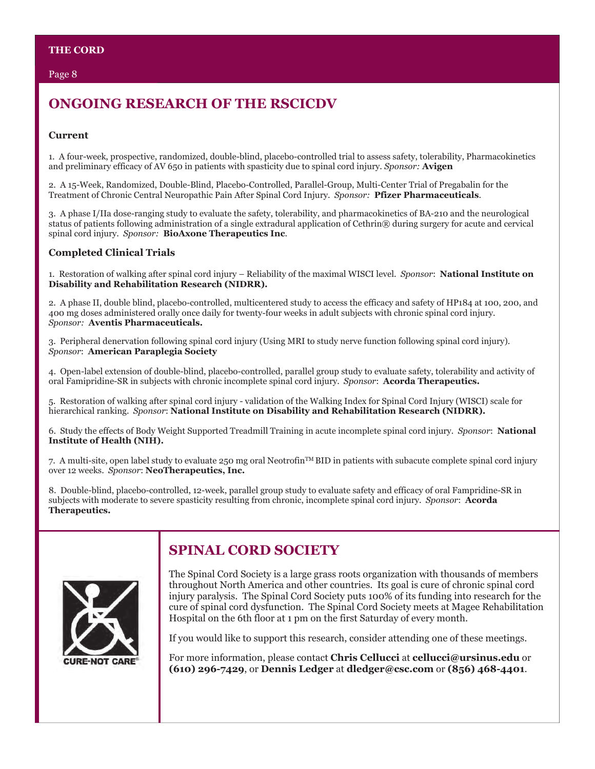## ONGOING RESEARCH OF THE RSCICDV

### Current

1. A four-week, prospective, randomized, double-blind, placebo-controlled trial to assess safety, tolerability, Pharmacokinetics and preliminary efficacy of AV 650 in patients with spasticity due to spinal cord injury. *Sponsor:* **Avigen**

2. A 15-Week, Randomized, Double-Blind, Placebo-Controlled, Parallel-Group, Multi-Center Trial of Pregabalin for the Treatment of Chronic Central Neuropathic Pain After Spinal Cord Injury. *Sponsor:* **Pfizer Pharmaceuticals**.

3. A phase I/IIa dose-ranging study to evaluate the safety, tolerability, and pharmacokinetics of BA-210 and the neurological status of patients following administration of a single extradural application of Cethrin® during surgery for acute and cervical spinal cord injury. *Sponsor:* **BioAxone Therapeutics Inc**.

### Completed Clinical Trials

1. Restoration of walking after spinal cord injury – Reliability of the maximal WISCI level. *Sponsor*: **National Institute on Disability and Rehabilitation Research (NIDRR).**

2. A phase II, double blind, placebo-controlled, multicentered study to access the efficacy and safety of HP184 at 100, 200, and 400 mg doses administered orally once daily for twenty-four weeks in adult subjects with chronic spinal cord injury. *Sponsor:* **Aventis Pharmaceuticals.**

3. Peripheral denervation following spinal cord injury (Using MRI to study nerve function following spinal cord injury). *Sponsor*: **American Paraplegia Society**

4. Open-label extension of double-blind, placebo-controlled, parallel group study to evaluate safety, tolerability and activity of oral Famipridine-SR in subjects with chronic incomplete spinal cord injury. *Sponsor*: **Acorda Therapeutics.**

5. Restoration of walking after spinal cord injury - validation of the Walking Index for Spinal Cord Injury (WISCI) scale for hierarchical ranking. *Sponsor*: **National Institute on Disability and Rehabilitation Research (NIDRR).**

6. Study the effects of Body Weight Supported Treadmill Training in acute incomplete spinal cord injury. *Sponsor*: **National Institute of Health (NIH).**

7. A multi-site, open label study to evaluate 250 mg oral Neotrofin™ BID in patients with subacute complete spinal cord injury over 12 weeks. *Sponsor*: **NeoTherapeutics, Inc.**

8. Double-blind, placebo-controlled, 12-week, parallel group study to evaluate safety and efficacy of oral Fampridine-SR in subjects with moderate to severe spasticity resulting from chronic, incomplete spinal cord injury. *Sponsor*: **Acorda Therapeutics.**

CURE-NOT CARE®

## SPINAL CORD SOCIETY

The Spinal Cord Society is a large grass roots organization with thousands of members throughout North America and other countries. Its goal is cure of chronic spinal cord injury paralysis. The Spinal Cord Society puts 100% of its funding into research for the cure of spinal cord dysfunction. The Spinal Cord Society meets at Magee Rehabilitation Hospital on the 6th floor at 1 pm on the first Saturday of every month.

If you would like to support this research, consider attending one of these meetings.

For more information, please contact **Chris Cellucci** at **cellucci@ursinus.edu** or **(610) 296-7429**, or **Dennis Ledger** at **dledger@csc.com** or **(856) 468-4401**.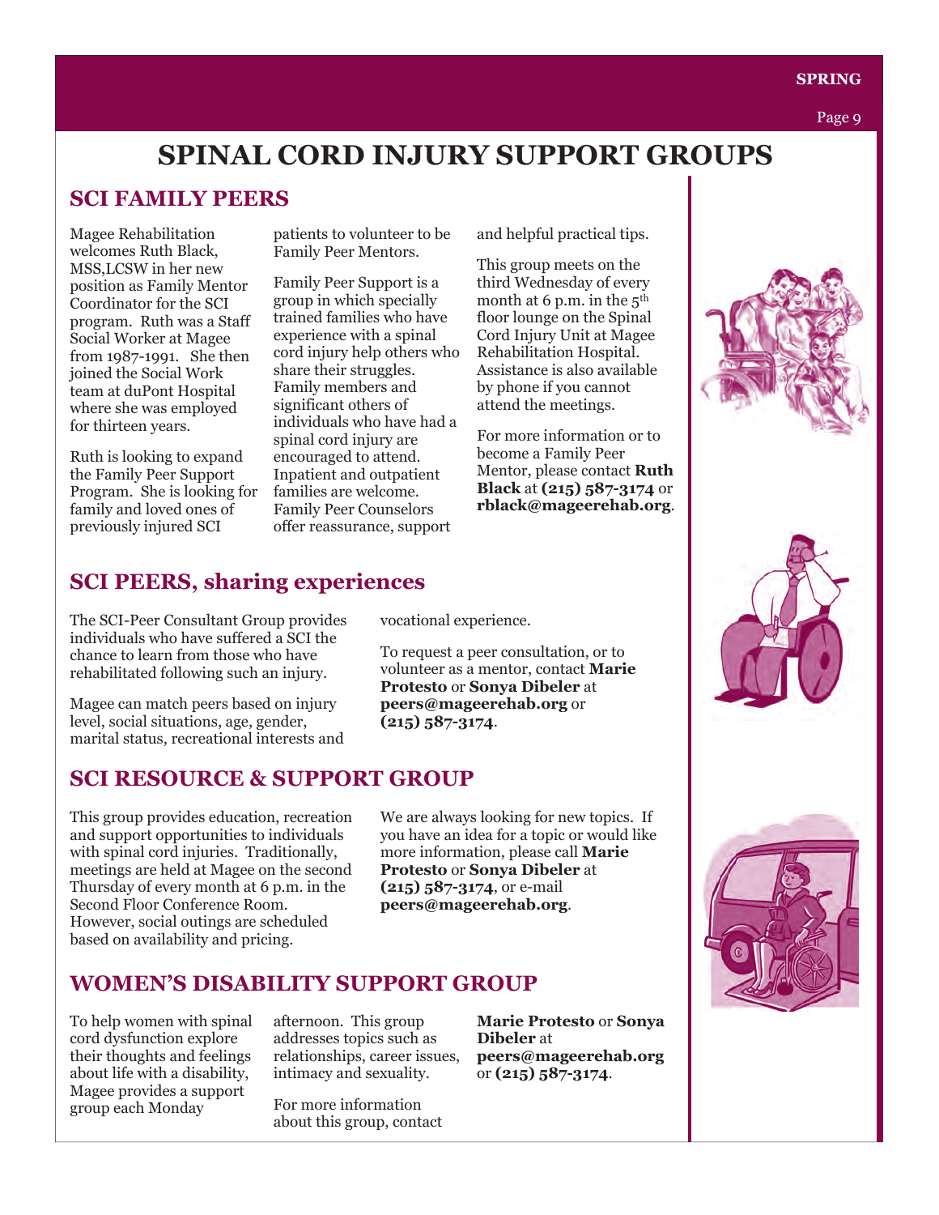# SPINAL CORD INJURY SUPPORT GROUPS

## SCI FAMILY PEERS

Magee Rehabilitation welcomes Ruth Black, MSS,LCSW in her new position as Family Mentor Coordinator for the SCI program. Ruth was a Staff Social Worker at Magee from 1987-1991. She then joined the Social Work team at duPont Hospital where she was employed for thirteen years.

Ruth is looking to expand the Family Peer Support Program. She is looking for family and loved ones of previously injured SCI patients to volunteer to be Family Peer Mentors.

Family Peer Support is a group in which specially trained families who have experience with a spinal cord injury help others who share their struggles. Family members and significant others of individuals who have had a spinal cord injury are encouraged to attend. Inpatient and outpatient families are welcome. Family Peer Counselors offer reassurance, support and helpful practical tips.

This group meets on the third Wednesday of every month at 6 p.m. in the 5th floor lounge on the Spinal Cord Injury Unit at Magee Rehabilitation Hospital. Assistance is also available by phone if you cannot attend the meetings.

For more information or to become a Family Peer Mentor, please contact **Ruth Black** at **(215) 587-3174** or **rblack@mageerehab.org**.

## SCI PEERS, sharing experiences

The SCI-Peer Consultant Group provides individuals who have suffered a SCI the chance to learn from those who have rehabilitated following such an injury.

Magee can match peers based on injury level, social situations, age, gender, marital status, recreational interests and vocational experience.

To request a peer consultation, or to volunteer as a mentor, contact **Marie Protesto** or **Sonya Dibeler** at **peers@mageerehab.org** or **(215) 587-3174**.

## SCI RESOURCE & SUPPORT GROUP

This group provides education, recreation and support opportunities to individuals with spinal cord injuries. Traditionally, meetings are held at Magee on the second Thursday of every month at 6 p.m. in the Second Floor Conference Room. However, social outings are scheduled based on availability and pricing.

We are always looking for new topics. If you have an idea for a topic or would like more information, please call **Marie Protesto** or **Sonya Dibeler** at **(215) 587-3174**, or e-mail **peers@mageerehab.org**.

## WOMEN'S DISABILITY SUPPORT GROUP

To help women with spinal cord dysfunction explore their thoughts and feelings about life with a disability, Magee provides a support group each Monday afternoon. This group addresses topics such as relationships, career issues, intimacy and sexuality.

For more information about this group, contact **Marie Protesto** or **Sonya Dibeler** at **peers@mageerehab.org** or **(215) 587-3174**.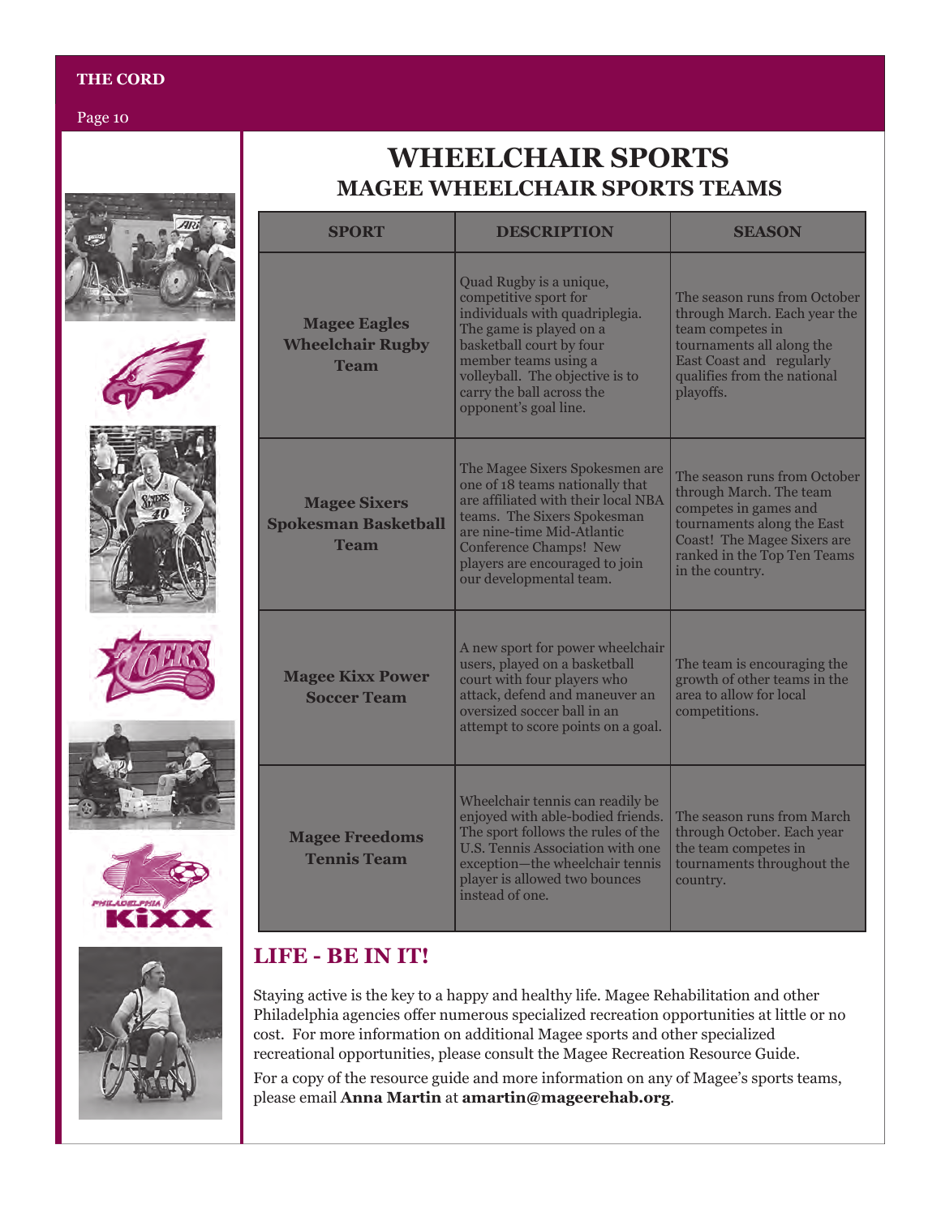# WHEELCHAIR SPORTS

## MAGEE WHEELCHAIR SPORTS TEAMS

| SPORT | DESCRIPTION | SEASON |
|---|---|---|
| **Magee Eagles Wheelchair Rugby Team** | Quad Rugby is a unique, competitive sport for individuals with quadriplegia. The game is played on a basketball court by four member teams using a volleyball. The objective is to carry the ball across the opponent's goal line. | The season runs from October through March. Each year the team competes in tournaments all along the East Coast and regularly qualifies from the national playoffs. |
| **Magee Sixers Spokesman Basketball Team** | The Magee Sixers Spokesmen are one of 18 teams nationally that are affiliated with their local NBA teams. The Sixers Spokesman are nine-time Mid-Atlantic Conference Champs! New players are encouraged to join our developmental team. | The season runs from October through March. The team competes in games and tournaments along the East Coast! The Magee Sixers are ranked in the Top Ten Teams in the country. |
| **Magee Kixx Power Soccer Team** | A new sport for power wheelchair users, played on a basketball court with four players who attack, defend and maneuver an oversized soccer ball in an attempt to score points on a goal. | The team is encouraging the growth of other teams in the area to allow for local competitions. |
| **Magee Freedoms Tennis Team** | Wheelchair tennis can readily be enjoyed with able-bodied friends. The sport follows the rules of the U.S. Tennis Association with one exception—the wheelchair tennis player is allowed two bounces instead of one. | The season runs from March through October. Each year the team competes in tournaments throughout the country. |

## LIFE - BE IN IT!

Staying active is the key to a happy and healthy life. Magee Rehabilitation and other Philadelphia agencies offer numerous specialized recreation opportunities at little or no cost. For more information on additional Magee sports and other specialized recreational opportunities, please consult the Magee Recreation Resource Guide.

For a copy of the resource guide and more information on any of Magee's sports teams, please email **Anna Martin** at **amartin@mageerehab.org**.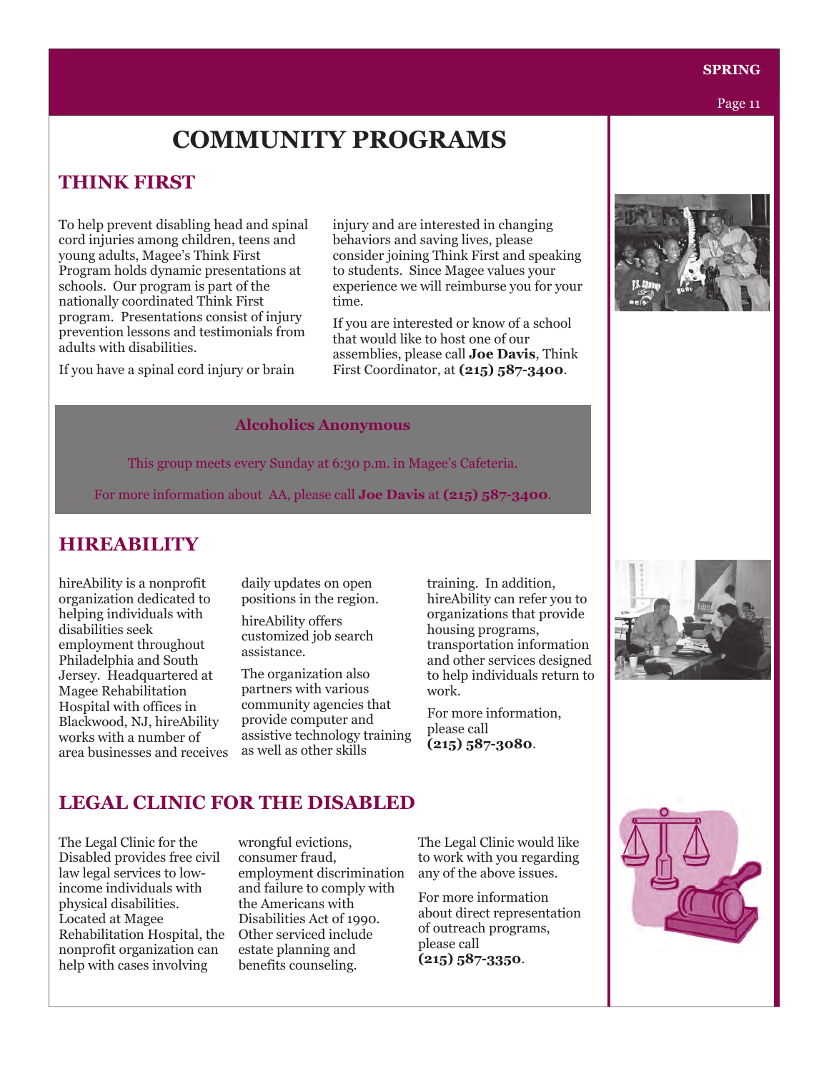# COMMUNITY PROGRAMS

## THINK FIRST

To help prevent disabling head and spinal cord injuries among children, teens and young adults, Magee's Think First Program holds dynamic presentations at schools. Our program is part of the nationally coordinated Think First program. Presentations consist of injury prevention lessons and testimonials from adults with disabilities.

If you have a spinal cord injury or brain injury and are interested in changing behaviors and saving lives, please consider joining Think First and speaking to students. Since Magee values your experience we will reimburse you for your time.

If you are interested or know of a school that would like to host one of our assemblies, please call **Joe Davis**, Think First Coordinator, at **(215) 587-3400**.

### Alcoholics Anonymous

This group meets every Sunday at 6:30 p.m. in Magee's Cafeteria.

For more information about AA, please call **Joe Davis** at **(215) 587-3400**.

## HIREABILITY

hireAbility is a nonprofit organization dedicated to helping individuals with disabilities seek employment throughout Philadelphia and South Jersey. Headquartered at Magee Rehabilitation Hospital with offices in Blackwood, NJ, hireAbility works with a number of area businesses and receives daily updates on open positions in the region.

hireAbility offers customized job search assistance.

The organization also partners with various community agencies that provide computer and assistive technology training as well as other skills training. In addition, hireAbility can refer you to organizations that provide housing programs, transportation information and other services designed to help individuals return to work.

For more information, please call **(215) 587-3080**.

## LEGAL CLINIC FOR THE DISABLED

The Legal Clinic for the Disabled provides free civil law legal services to low-income individuals with physical disabilities. Located at Magee Rehabilitation Hospital, the nonprofit organization can help with cases involving wrongful evictions, consumer fraud, employment discrimination and failure to comply with the Americans with Disabilities Act of 1990. Other serviced include estate planning and benefits counseling.

The Legal Clinic would like to work with you regarding any of the above issues.

For more information about direct representation of outreach programs, please call **(215) 587-3350**.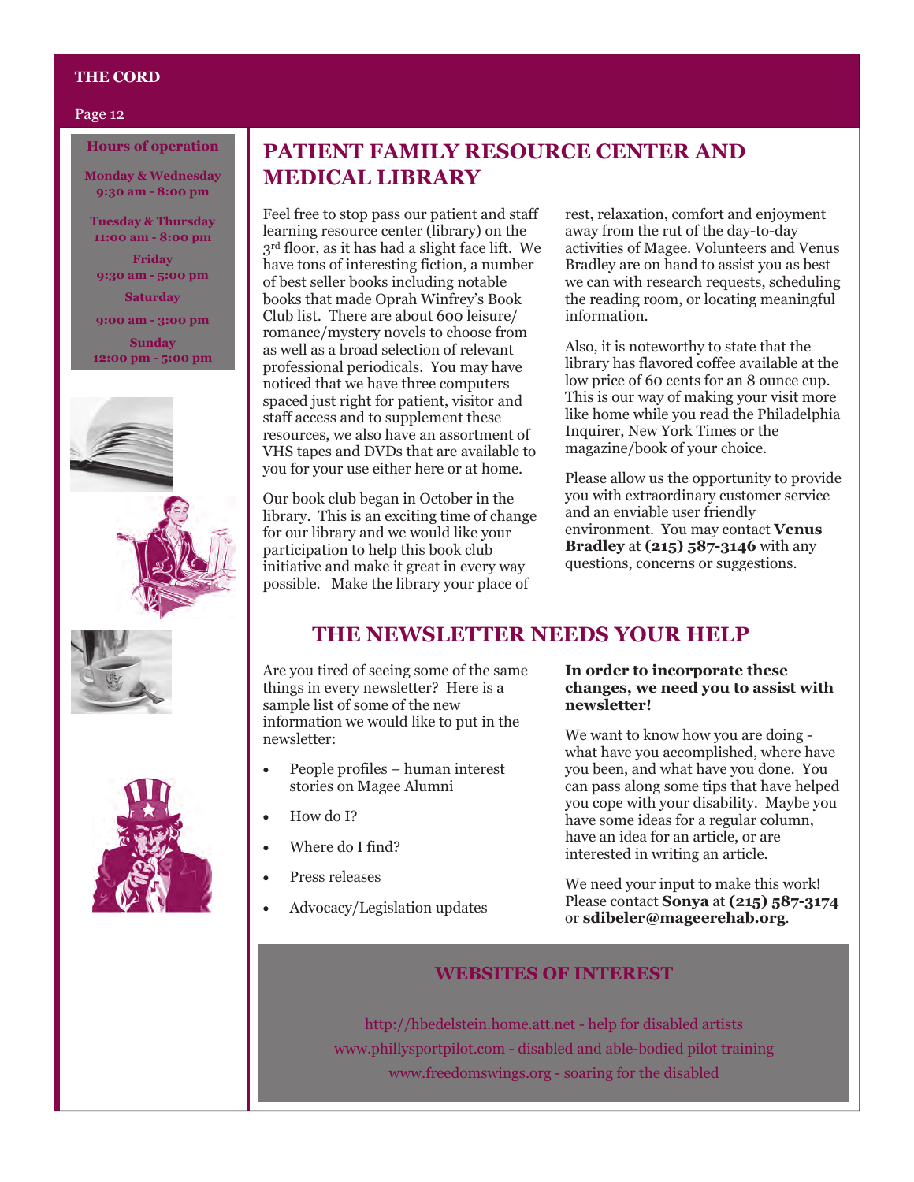### Hours of operation

**Monday & Wednesday**
**9:30 am - 8:00 pm**

**Tuesday & Thursday**
**11:00 am - 8:00 pm**

**Friday**
**9:30 am - 5:00 pm**

**Saturday**
**9:00 am - 3:00 pm**

**Sunday**
**12:00 pm - 5:00 pm**

## PATIENT FAMILY RESOURCE CENTER AND MEDICAL LIBRARY

Feel free to stop pass our patient and staff learning resource center (library) on the 3rd floor, as it has had a slight face lift. We have tons of interesting fiction, a number of best seller books including notable books that made Oprah Winfrey's Book Club list. There are about 600 leisure/romance/mystery novels to choose from as well as a broad selection of relevant professional periodicals. You may have noticed that we have three computers spaced just right for patient, visitor and staff access and to supplement these resources, we also have an assortment of VHS tapes and DVDs that are available to you for your use either here or at home.

Our book club began in October in the library. This is an exciting time of change for our library and we would like your participation to help this book club initiative and make it great in every way possible. Make the library your place of rest, relaxation, comfort and enjoyment away from the rut of the day-to-day activities of Magee. Volunteers and Venus Bradley are on hand to assist you as best we can with research requests, scheduling the reading room, or locating meaningful information.

Also, it is noteworthy to state that the library has flavored coffee available at the low price of 60 cents for an 8 ounce cup. This is our way of making your visit more like home while you read the Philadelphia Inquirer, New York Times or the magazine/book of your choice.

Please allow us the opportunity to provide you with extraordinary customer service and an enviable user friendly environment. You may contact **Venus Bradley** at **(215) 587-3146** with any questions, concerns or suggestions.

## THE NEWSLETTER NEEDS YOUR HELP

Are you tired of seeing some of the same things in every newsletter? Here is a sample list of some of the new information we would like to put in the newsletter:

- People profiles – human interest stories on Magee Alumni
- How do I?
- Where do I find?
- Press releases
- Advocacy/Legislation updates

**In order to incorporate these changes, we need you to assist with newsletter!**

We want to know how you are doing - what have you accomplished, where have you been, and what have you done. You can pass along some tips that have helped you cope with your disability. Maybe you have some ideas for a regular column, have an idea for an article, or are interested in writing an article.

We need your input to make this work! Please contact **Sonya** at **(215) 587-3174** or **sdibeler@mageerehab.org**.

## WEBSITES OF INTEREST

http://hbedelstein.home.att.net - help for disabled artists
www.phillysportpilot.com - disabled and able-bodied pilot training
www.freedomswings.org - soaring for the disabled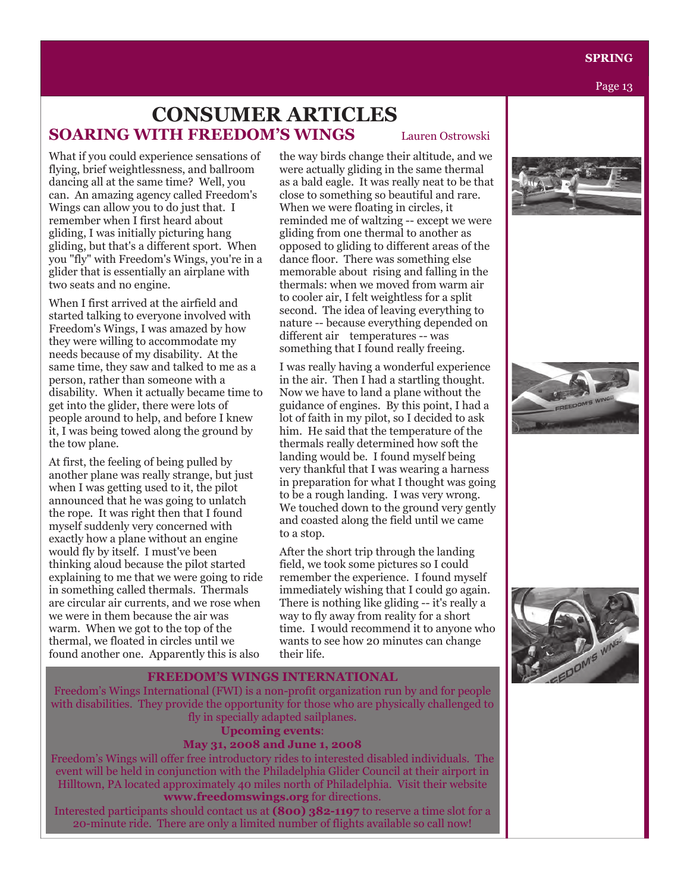# CONSUMER ARTICLES

## SOARING WITH FREEDOM'S WINGS

Lauren Ostrowski

What if you could experience sensations of flying, brief weightlessness, and ballroom dancing all at the same time? Well, you can. An amazing agency called Freedom's Wings can allow you to do just that. I remember when I first heard about gliding, I was initially picturing hang gliding, but that's a different sport. When you "fly" with Freedom's Wings, you're in a glider that is essentially an airplane with two seats and no engine.

When I first arrived at the airfield and started talking to everyone involved with Freedom's Wings, I was amazed by how they were willing to accommodate my needs because of my disability. At the same time, they saw and talked to me as a person, rather than someone with a disability. When it actually became time to get into the glider, there were lots of people around to help, and before I knew it, I was being towed along the ground by the tow plane.

At first, the feeling of being pulled by another plane was really strange, but just when I was getting used to it, the pilot announced that he was going to unlatch the rope. It was right then that I found myself suddenly very concerned with exactly how a plane without an engine would fly by itself. I must've been thinking aloud because the pilot started explaining to me that we were going to ride in something called thermals. Thermals are circular air currents, and we rose when we were in them because the air was warm. When we got to the top of the thermal, we floated in circles until we found another one. Apparently this is also the way birds change their altitude, and we were actually gliding in the same thermal as a bald eagle. It was really neat to be that close to something so beautiful and rare. When we were floating in circles, it reminded me of waltzing -- except we were gliding from one thermal to another as opposed to gliding to different areas of the dance floor. There was something else memorable about rising and falling in the thermals: when we moved from warm air to cooler air, I felt weightless for a split second. The idea of leaving everything to nature -- because everything depended on different air temperatures -- was something that I found really freeing.

I was really having a wonderful experience in the air. Then I had a startling thought. Now we have to land a plane without the guidance of engines. By this point, I had a lot of faith in my pilot, so I decided to ask him. He said that the temperature of the thermals really determined how soft the landing would be. I found myself being very thankful that I was wearing a harness in preparation for what I thought was going to be a rough landing. I was very wrong. We touched down to the ground very gently and coasted along the field until we came to a stop.

After the short trip through the landing field, we took some pictures so I could remember the experience. I found myself immediately wishing that I could go again. There is nothing like gliding -- it's really a way to fly away from reality for a short time. I would recommend it to anyone who wants to see how 20 minutes can change their life.

---

**FREEDOM'S WINGS INTERNATIONAL**

Freedom's Wings International (FWI) is a non-profit organization run by and for people with disabilities. They provide the opportunity for those who are physically challenged to fly in specially adapted sailplanes.

**Upcoming events**:

**May 31, 2008 and June 1, 2008**

Freedom's Wings will offer free introductory rides to interested disabled individuals. The event will be held in conjunction with the Philadelphia Glider Council at their airport in Hilltown, PA located approximately 40 miles north of Philadelphia. Visit their website **www.freedomswings.org** for directions.

Interested participants should contact us at **(800) 382-1197** to reserve a time slot for a 20-minute ride. There are only a limited number of flights available so call now!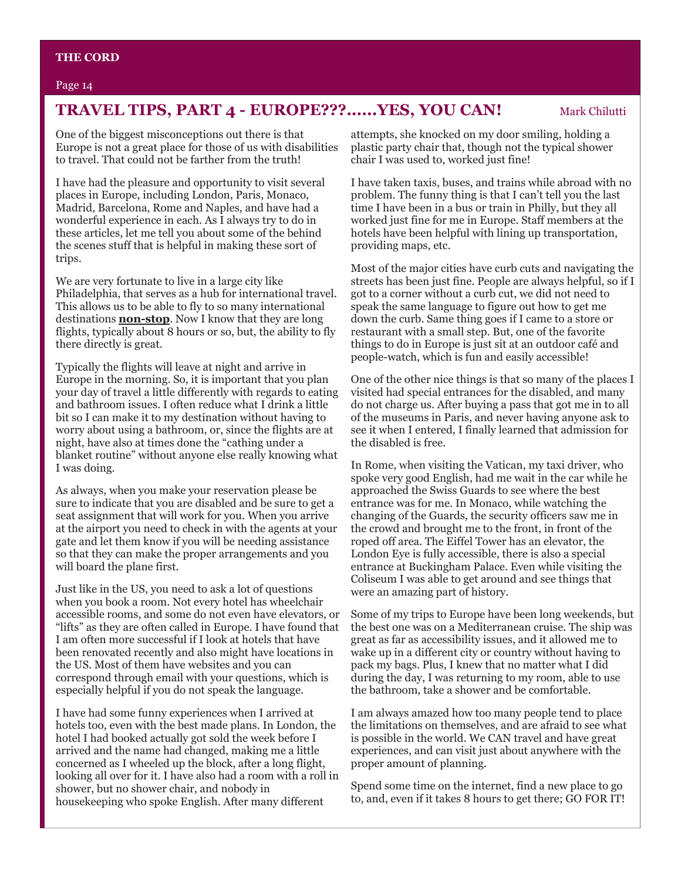## TRAVEL TIPS, PART 4 - EUROPE???......YES, YOU CAN!

Mark Chilutti

One of the biggest misconceptions out there is that Europe is not a great place for those of us with disabilities to travel. That could not be farther from the truth!

I have had the pleasure and opportunity to visit several places in Europe, including London, Paris, Monaco, Madrid, Barcelona, Rome and Naples, and have had a wonderful experience in each. As I always try to do in these articles, let me tell you about some of the behind the scenes stuff that is helpful in making these sort of trips.

We are very fortunate to live in a large city like Philadelphia, that serves as a hub for international travel. This allows us to be able to fly to so many international destinations **non-stop**. Now I know that they are long flights, typically about 8 hours or so, but, the ability to fly there directly is great.

Typically the flights will leave at night and arrive in Europe in the morning. So, it is important that you plan your day of travel a little differently with regards to eating and bathroom issues. I often reduce what I drink a little bit so I can make it to my destination without having to worry about using a bathroom, or, since the flights are at night, have also at times done the "cathing under a blanket routine" without anyone else really knowing what I was doing.

As always, when you make your reservation please be sure to indicate that you are disabled and be sure to get a seat assignment that will work for you. When you arrive at the airport you need to check in with the agents at your gate and let them know if you will be needing assistance so that they can make the proper arrangements and you will board the plane first.

Just like in the US, you need to ask a lot of questions when you book a room. Not every hotel has wheelchair accessible rooms, and some do not even have elevators, or "lifts" as they are often called in Europe. I have found that I am often more successful if I look at hotels that have been renovated recently and also might have locations in the US. Most of them have websites and you can correspond through email with your questions, which is especially helpful if you do not speak the language.

I have had some funny experiences when I arrived at hotels too, even with the best made plans. In London, the hotel I had booked actually got sold the week before I arrived and the name had changed, making me a little concerned as I wheeled up the block, after a long flight, looking all over for it. I have also had a room with a roll in shower, but no shower chair, and nobody in housekeeping who spoke English. After many different attempts, she knocked on my door smiling, holding a plastic party chair that, though not the typical shower chair I was used to, worked just fine!

I have taken taxis, buses, and trains while abroad with no problem. The funny thing is that I can't tell you the last time I have been in a bus or train in Philly, but they all worked just fine for me in Europe. Staff members at the hotels have been helpful with lining up transportation, providing maps, etc.

Most of the major cities have curb cuts and navigating the streets has been just fine. People are always helpful, so if I got to a corner without a curb cut, we did not need to speak the same language to figure out how to get me down the curb. Same thing goes if I came to a store or restaurant with a small step. But, one of the favorite things to do in Europe is just sit at an outdoor café and people-watch, which is fun and easily accessible!

One of the other nice things is that so many of the places I visited had special entrances for the disabled, and many do not charge us. After buying a pass that got me in to all of the museums in Paris, and never having anyone ask to see it when I entered, I finally learned that admission for the disabled is free.

In Rome, when visiting the Vatican, my taxi driver, who spoke very good English, had me wait in the car while he approached the Swiss Guards to see where the best entrance was for me. In Monaco, while watching the changing of the Guards, the security officers saw me in the crowd and brought me to the front, in front of the roped off area. The Eiffel Tower has an elevator, the London Eye is fully accessible, there is also a special entrance at Buckingham Palace. Even while visiting the Coliseum I was able to get around and see things that were an amazing part of history.

Some of my trips to Europe have been long weekends, but the best one was on a Mediterranean cruise. The ship was great as far as accessibility issues, and it allowed me to wake up in a different city or country without having to pack my bags. Plus, I knew that no matter what I did during the day, I was returning to my room, able to use the bathroom, take a shower and be comfortable.

I am always amazed how too many people tend to place the limitations on themselves, and are afraid to see what is possible in the world. We CAN travel and have great experiences, and can visit just about anywhere with the proper amount of planning.

Spend some time on the internet, find a new place to go to, and, even if it takes 8 hours to get there; GO FOR IT!